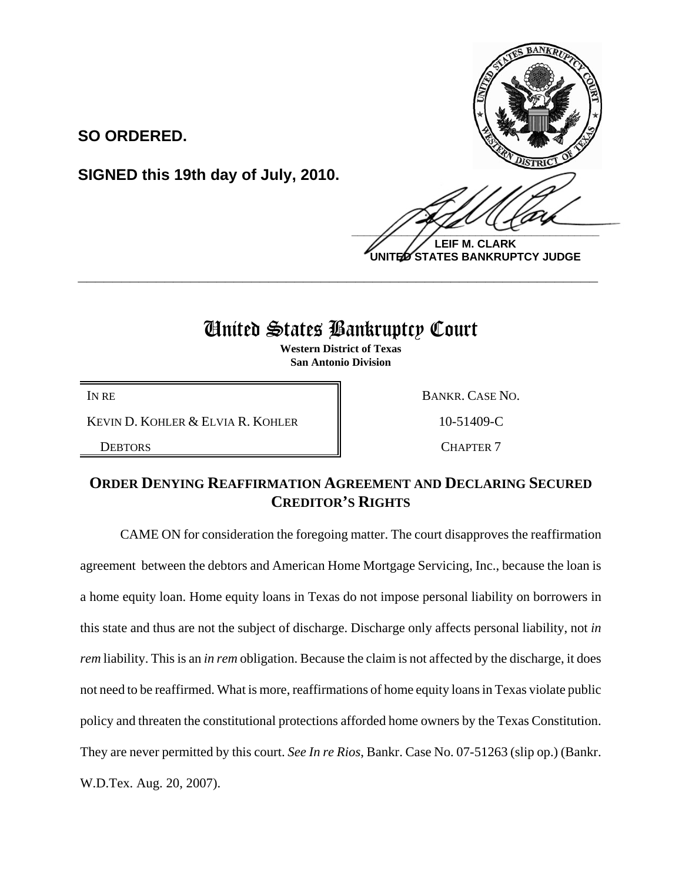**SO ORDERED.**

**SIGNED this 19th day of July, 2010.**

**LEIF M. CLARK**
**UNITED STATES BANKRUPTCY JUDGE**

---

# United States Bankruptcy Court

**Western District of Texas**
**San Antonio Division**

| | |
|---|---|
| IN RE | BANKR. CASE NO. |
| KEVIN D. KOHLER & ELVIA R. KOHLER | 10-51409-C |
| DEBTORS | CHAPTER 7 |

## ORDER DENYING REAFFIRMATION AGREEMENT AND DECLARING SECURED CREDITOR'S RIGHTS

CAME ON for consideration the foregoing matter. The court disapproves the reaffirmation agreement between the debtors and American Home Mortgage Servicing, Inc., because the loan is a home equity loan. Home equity loans in Texas do not impose personal liability on borrowers in this state and thus are not the subject of discharge. Discharge only affects personal liability, not *in rem* liability. This is an *in rem* obligation. Because the claim is not affected by the discharge, it does not need to be reaffirmed. What is more, reaffirmations of home equity loans in Texas violate public policy and threaten the constitutional protections afforded home owners by the Texas Constitution. They are never permitted by this court. *See In re Rios*, Bankr. Case No. 07-51263 (slip op.) (Bankr. W.D.Tex. Aug. 20, 2007).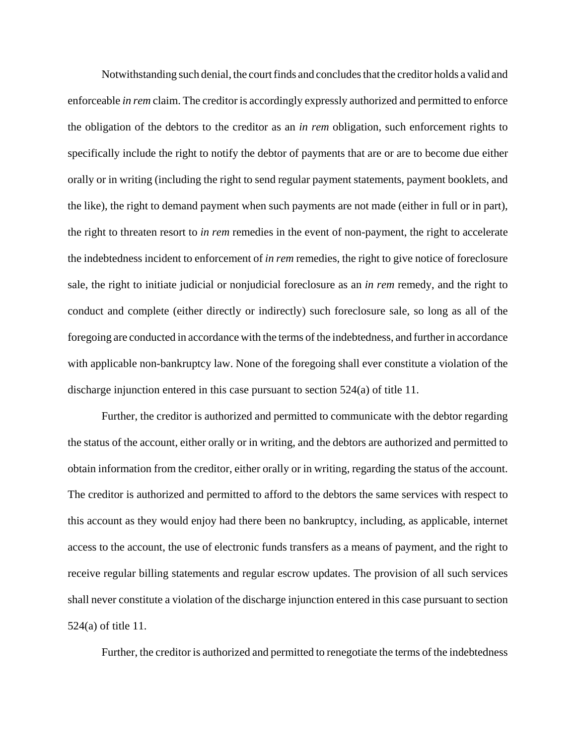Notwithstanding such denial, the court finds and concludes that the creditor holds a valid and enforceable *in rem* claim. The creditor is accordingly expressly authorized and permitted to enforce the obligation of the debtors to the creditor as an *in rem* obligation, such enforcement rights to specifically include the right to notify the debtor of payments that are or are to become due either orally or in writing (including the right to send regular payment statements, payment booklets, and the like), the right to demand payment when such payments are not made (either in full or in part), the right to threaten resort to *in rem* remedies in the event of non-payment, the right to accelerate the indebtedness incident to enforcement of *in rem* remedies, the right to give notice of foreclosure sale, the right to initiate judicial or nonjudicial foreclosure as an *in rem* remedy, and the right to conduct and complete (either directly or indirectly) such foreclosure sale, so long as all of the foregoing are conducted in accordance with the terms of the indebtedness, and further in accordance with applicable non-bankruptcy law. None of the foregoing shall ever constitute a violation of the discharge injunction entered in this case pursuant to section 524(a) of title 11.

Further, the creditor is authorized and permitted to communicate with the debtor regarding the status of the account, either orally or in writing, and the debtors are authorized and permitted to obtain information from the creditor, either orally or in writing, regarding the status of the account. The creditor is authorized and permitted to afford to the debtors the same services with respect to this account as they would enjoy had there been no bankruptcy, including, as applicable, internet access to the account, the use of electronic funds transfers as a means of payment, and the right to receive regular billing statements and regular escrow updates. The provision of all such services shall never constitute a violation of the discharge injunction entered in this case pursuant to section 524(a) of title 11.

Further, the creditor is authorized and permitted to renegotiate the terms of the indebtedness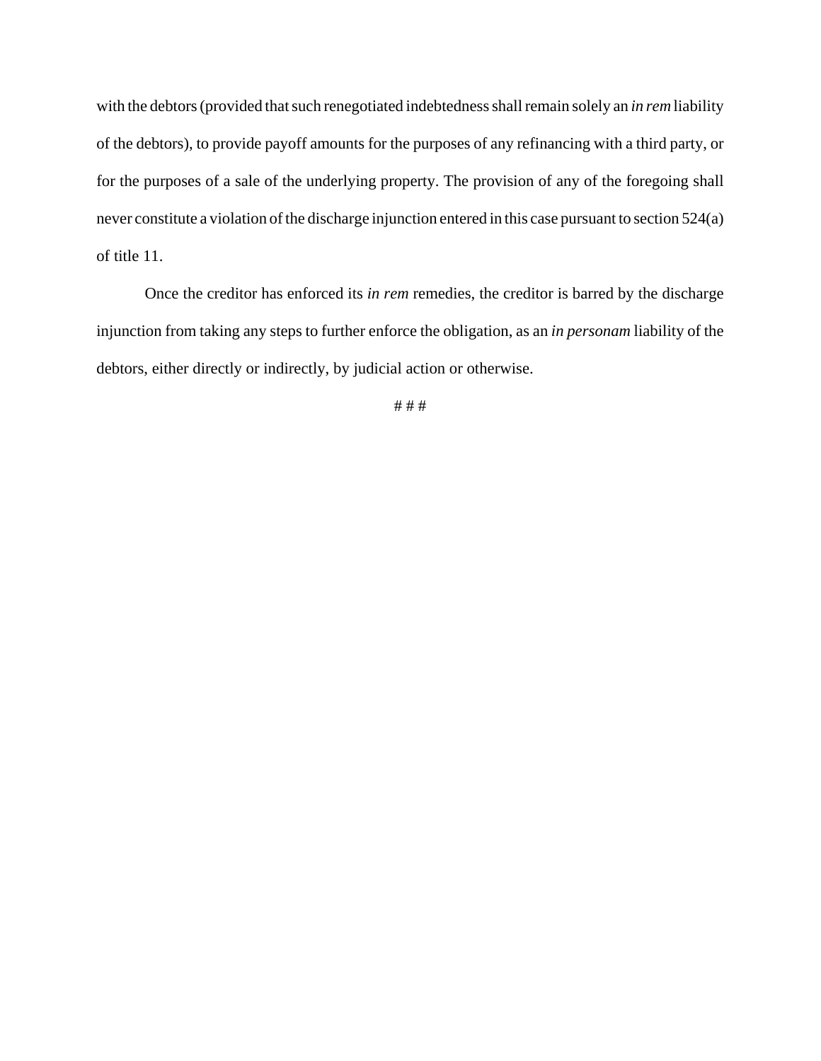with the debtors (provided that such renegotiated indebtedness shall remain solely an *in rem* liability of the debtors), to provide payoff amounts for the purposes of any refinancing with a third party, or for the purposes of a sale of the underlying property. The provision of any of the foregoing shall never constitute a violation of the discharge injunction entered in this case pursuant to section 524(a) of title 11.

Once the creditor has enforced its *in rem* remedies, the creditor is barred by the discharge injunction from taking any steps to further enforce the obligation, as an *in personam* liability of the debtors, either directly or indirectly, by judicial action or otherwise.

# # #